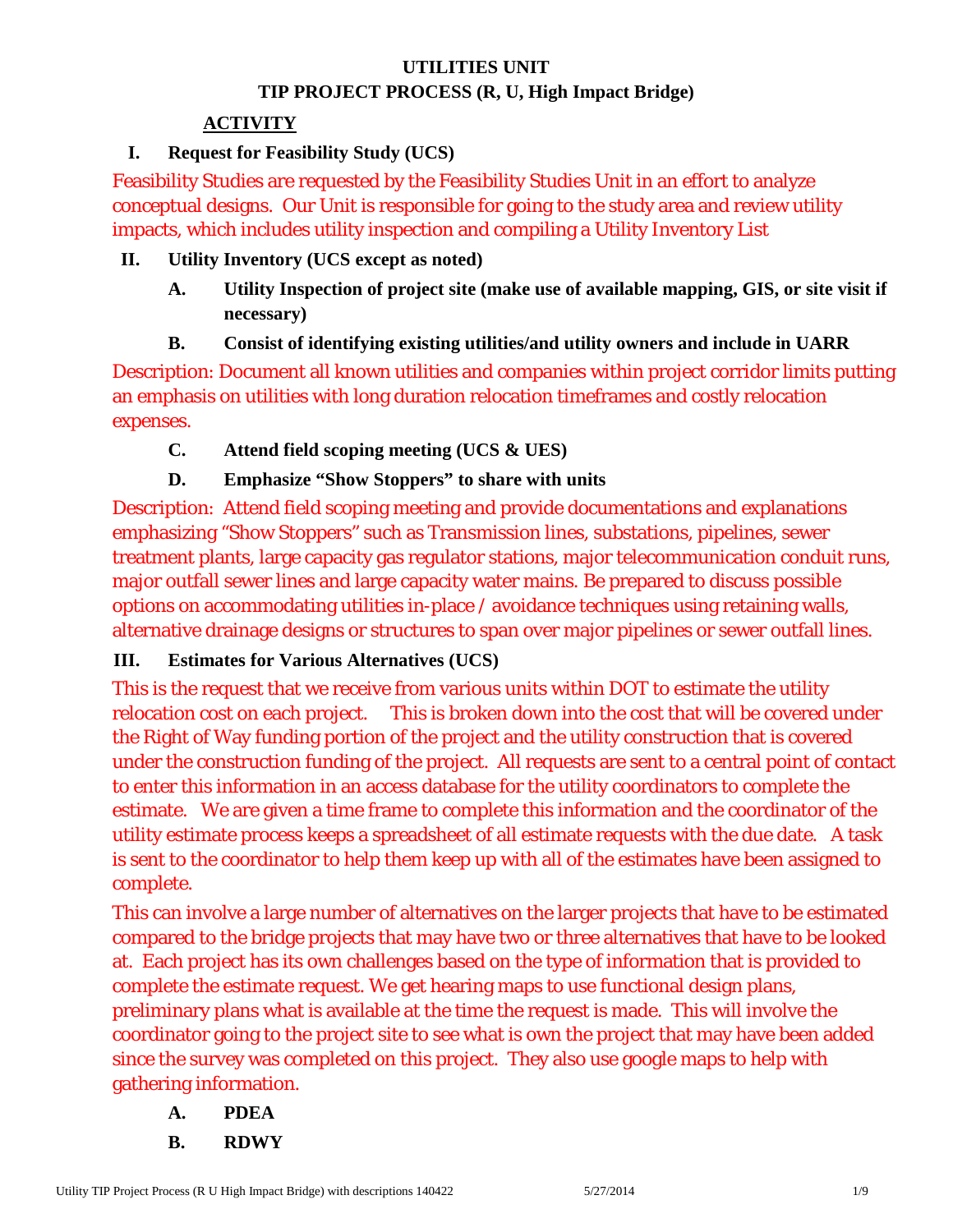# UTILITIES UNIT
## TIP PROJECT PROCESS (R, U, High Impact Bridge)

**ACTIVITY**

**I. Request for Feasibility Study (UCS)**

Feasibility Studies are requested by the Feasibility Studies Unit in an effort to analyze conceptual designs. Our Unit is responsible for going to the study area and review utility impacts, which includes utility inspection and compiling a Utility Inventory List

**II. Utility Inventory (UCS except as noted)**

**A. Utility Inspection of project site (make use of available mapping, GIS, or site visit if necessary)**

**B. Consist of identifying existing utilities/and utility owners and include in UARR**

Description: Document all known utilities and companies within project corridor limits putting an emphasis on utilities with long duration relocation timeframes and costly relocation expenses.

**C. Attend field scoping meeting (UCS & UES)**

**D. Emphasize "Show Stoppers" to share with units**

Description: Attend field scoping meeting and provide documentations and explanations emphasizing "Show Stoppers" such as Transmission lines, substations, pipelines, sewer treatment plants, large capacity gas regulator stations, major telecommunication conduit runs, major outfall sewer lines and large capacity water mains. Be prepared to discuss possible options on accommodating utilities in-place / avoidance techniques using retaining walls, alternative drainage designs or structures to span over major pipelines or sewer outfall lines.

**III. Estimates for Various Alternatives (UCS)**

This is the request that we receive from various units within DOT to estimate the utility relocation cost on each project. This is broken down into the cost that will be covered under the Right of Way funding portion of the project and the utility construction that is covered under the construction funding of the project. All requests are sent to a central point of contact to enter this information in an access database for the utility coordinators to complete the estimate. We are given a time frame to complete this information and the coordinator of the utility estimate process keeps a spreadsheet of all estimate requests with the due date. A task is sent to the coordinator to help them keep up with all of the estimates have been assigned to complete.

This can involve a large number of alternatives on the larger projects that have to be estimated compared to the bridge projects that may have two or three alternatives that have to be looked at. Each project has its own challenges based on the type of information that is provided to complete the estimate request. We get hearing maps to use functional design plans, preliminary plans what is available at the time the request is made. This will involve the coordinator going to the project site to see what is own the project that may have been added since the survey was completed on this project. They also use google maps to help with gathering information.

**A. PDEA**

**B. RDWY**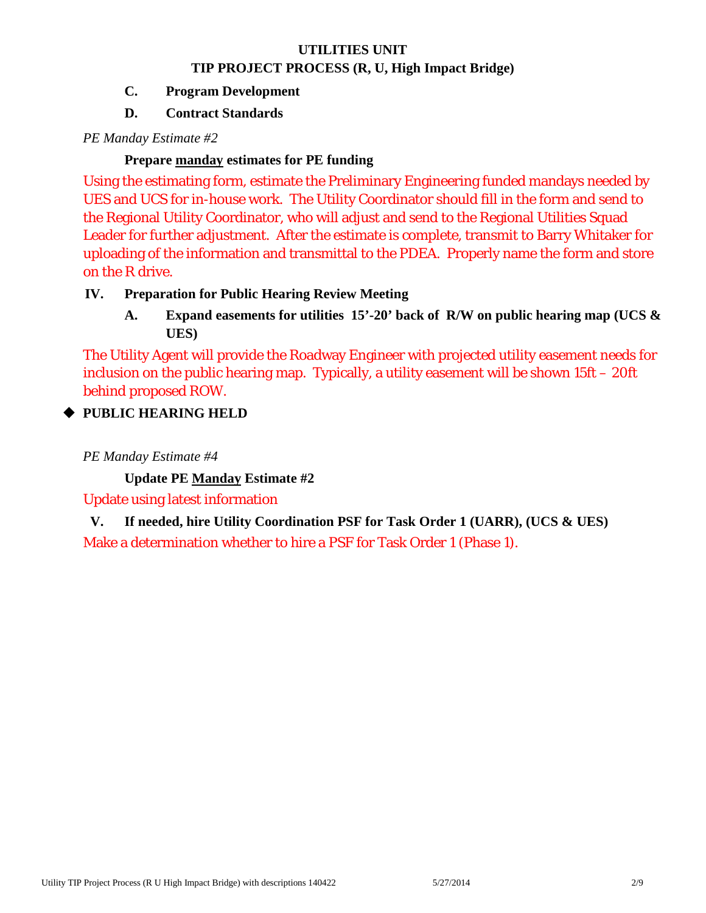**UTILITIES UNIT**
**TIP PROJECT PROCESS (R, U, High Impact Bridge)**

**C. Program Development**

**D. Contract Standards**

*PE Manday Estimate #2*

**Prepare manday estimates for PE funding**

Using the estimating form, estimate the Preliminary Engineering funded mandays needed by UES and UCS for in-house work. The Utility Coordinator should fill in the form and send to the Regional Utility Coordinator, who will adjust and send to the Regional Utilities Squad Leader for further adjustment. After the estimate is complete, transmit to Barry Whitaker for uploading of the information and transmittal to the PDEA. Properly name the form and store on the R drive.

**IV. Preparation for Public Hearing Review Meeting**

**A. Expand easements for utilities 15'-20' back of R/W on public hearing map (UCS & UES)**

The Utility Agent will provide the Roadway Engineer with projected utility easement needs for inclusion on the public hearing map. Typically, a utility easement will be shown 15ft – 20ft behind proposed ROW.

◆ **PUBLIC HEARING HELD**

*PE Manday Estimate #4*

**Update PE Manday Estimate #2**

Update using latest information

**V. If needed, hire Utility Coordination PSF for Task Order 1 (UARR), (UCS & UES)**

Make a determination whether to hire a PSF for Task Order 1 (Phase 1).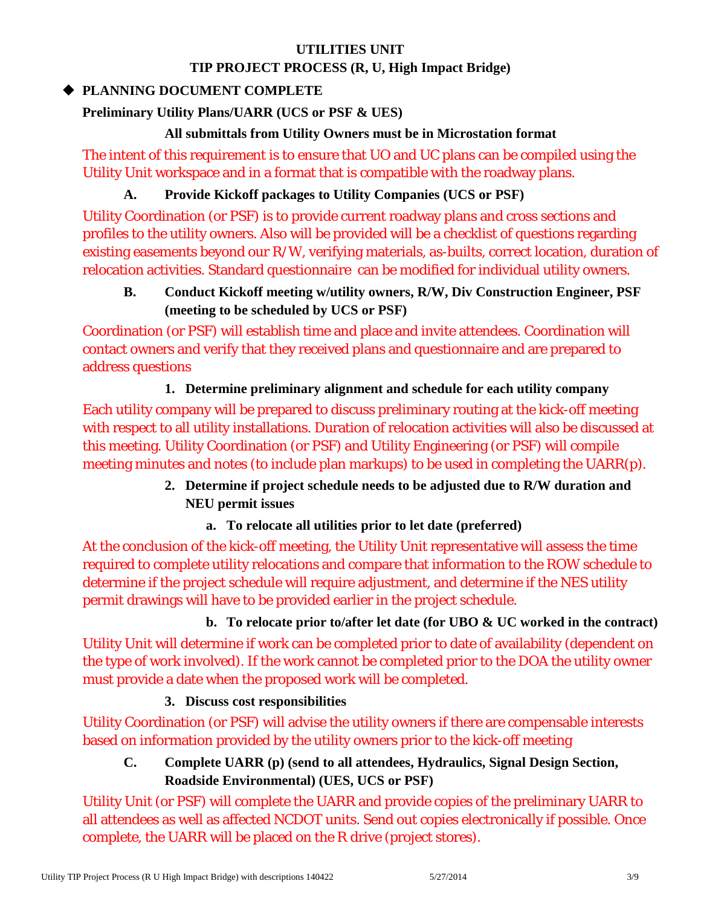**UTILITIES UNIT**

**TIP PROJECT PROCESS (R, U, High Impact Bridge)**

## ◆ PLANNING DOCUMENT COMPLETE

**Preliminary Utility Plans/UARR (UCS or PSF & UES)**

**All submittals from Utility Owners must be in Microstation format**

The intent of this requirement is to ensure that UO and UC plans can be compiled using the Utility Unit workspace and in a format that is compatible with the roadway plans.

**A. Provide Kickoff packages to Utility Companies (UCS or PSF)**

Utility Coordination (or PSF) is to provide current roadway plans and cross sections and profiles to the utility owners. Also will be provided will be a checklist of questions regarding existing easements beyond our R/W, verifying materials, as-builts, correct location, duration of relocation activities. Standard questionnaire can be modified for individual utility owners.

**B. Conduct Kickoff meeting w/utility owners, R/W, Div Construction Engineer, PSF (meeting to be scheduled by UCS or PSF)**

Coordination (or PSF) will establish time and place and invite attendees. Coordination will contact owners and verify that they received plans and questionnaire and are prepared to address questions

**1. Determine preliminary alignment and schedule for each utility company**

Each utility company will be prepared to discuss preliminary routing at the kick-off meeting with respect to all utility installations. Duration of relocation activities will also be discussed at this meeting. Utility Coordination (or PSF) and Utility Engineering (or PSF) will compile meeting minutes and notes (to include plan markups) to be used in completing the UARR(p).

**2. Determine if project schedule needs to be adjusted due to R/W duration and NEU permit issues**

**a. To relocate all utilities prior to let date (preferred)**

At the conclusion of the kick-off meeting, the Utility Unit representative will assess the time required to complete utility relocations and compare that information to the ROW schedule to determine if the project schedule will require adjustment, and determine if the NES utility permit drawings will have to be provided earlier in the project schedule.

**b. To relocate prior to/after let date (for UBO & UC worked in the contract)**

Utility Unit will determine if work can be completed prior to date of availability (dependent on the type of work involved). If the work cannot be completed prior to the DOA the utility owner must provide a date when the proposed work will be completed.

**3. Discuss cost responsibilities**

Utility Coordination (or PSF) will advise the utility owners if there are compensable interests based on information provided by the utility owners prior to the kick-off meeting

**C. Complete UARR (p) (send to all attendees, Hydraulics, Signal Design Section, Roadside Environmental) (UES, UCS or PSF)**

Utility Unit (or PSF) will complete the UARR and provide copies of the preliminary UARR to all attendees as well as affected NCDOT units. Send out copies electronically if possible. Once complete, the UARR will be placed on the R drive (project stores).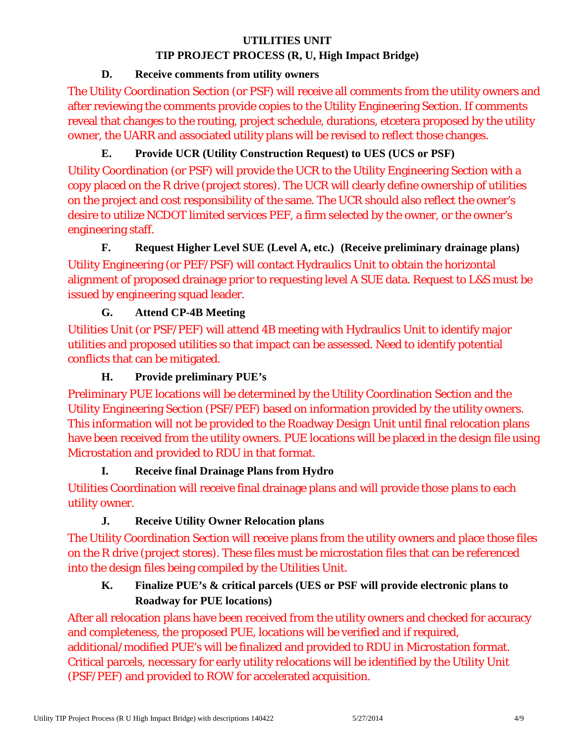**UTILITIES UNIT**

**TIP PROJECT PROCESS (R, U, High Impact Bridge)**

### D. Receive comments from utility owners

The Utility Coordination Section (or PSF) will receive all comments from the utility owners and after reviewing the comments provide copies to the Utility Engineering Section. If comments reveal that changes to the routing, project schedule, durations, etcetera proposed by the utility owner, the UARR and associated utility plans will be revised to reflect those changes.

### E. Provide UCR (Utility Construction Request) to UES (UCS or PSF)

Utility Coordination (or PSF) will provide the UCR to the Utility Engineering Section with a copy placed on the R drive (project stores). The UCR will clearly define ownership of utilities on the project and cost responsibility of the same. The UCR should also reflect the owner's desire to utilize NCDOT limited services PEF, a firm selected by the owner, or the owner's engineering staff.

### F. Request Higher Level SUE (Level A, etc.) (Receive preliminary drainage plans)

Utility Engineering (or PEF/PSF) will contact Hydraulics Unit to obtain the horizontal alignment of proposed drainage prior to requesting level A SUE data. Request to L&S must be issued by engineering squad leader.

### G. Attend CP-4B Meeting

Utilities Unit (or PSF/PEF) will attend 4B meeting with Hydraulics Unit to identify major utilities and proposed utilities so that impact can be assessed. Need to identify potential conflicts that can be mitigated.

### H. Provide preliminary PUE's

Preliminary PUE locations will be determined by the Utility Coordination Section and the Utility Engineering Section (PSF/PEF) based on information provided by the utility owners. This information will not be provided to the Roadway Design Unit until final relocation plans have been received from the utility owners. PUE locations will be placed in the design file using Microstation and provided to RDU in that format.

### I. Receive final Drainage Plans from Hydro

Utilities Coordination will receive final drainage plans and will provide those plans to each utility owner.

### J. Receive Utility Owner Relocation plans

The Utility Coordination Section will receive plans from the utility owners and place those files on the R drive (project stores). These files must be microstation files that can be referenced into the design files being compiled by the Utilities Unit.

### K. Finalize PUE's & critical parcels (UES or PSF will provide electronic plans to Roadway for PUE locations)

After all relocation plans have been received from the utility owners and checked for accuracy and completeness, the proposed PUE, locations will be verified and if required, additional/modified PUE's will be finalized and provided to RDU in Microstation format. Critical parcels, necessary for early utility relocations will be identified by the Utility Unit (PSF/PEF) and provided to ROW for accelerated acquisition.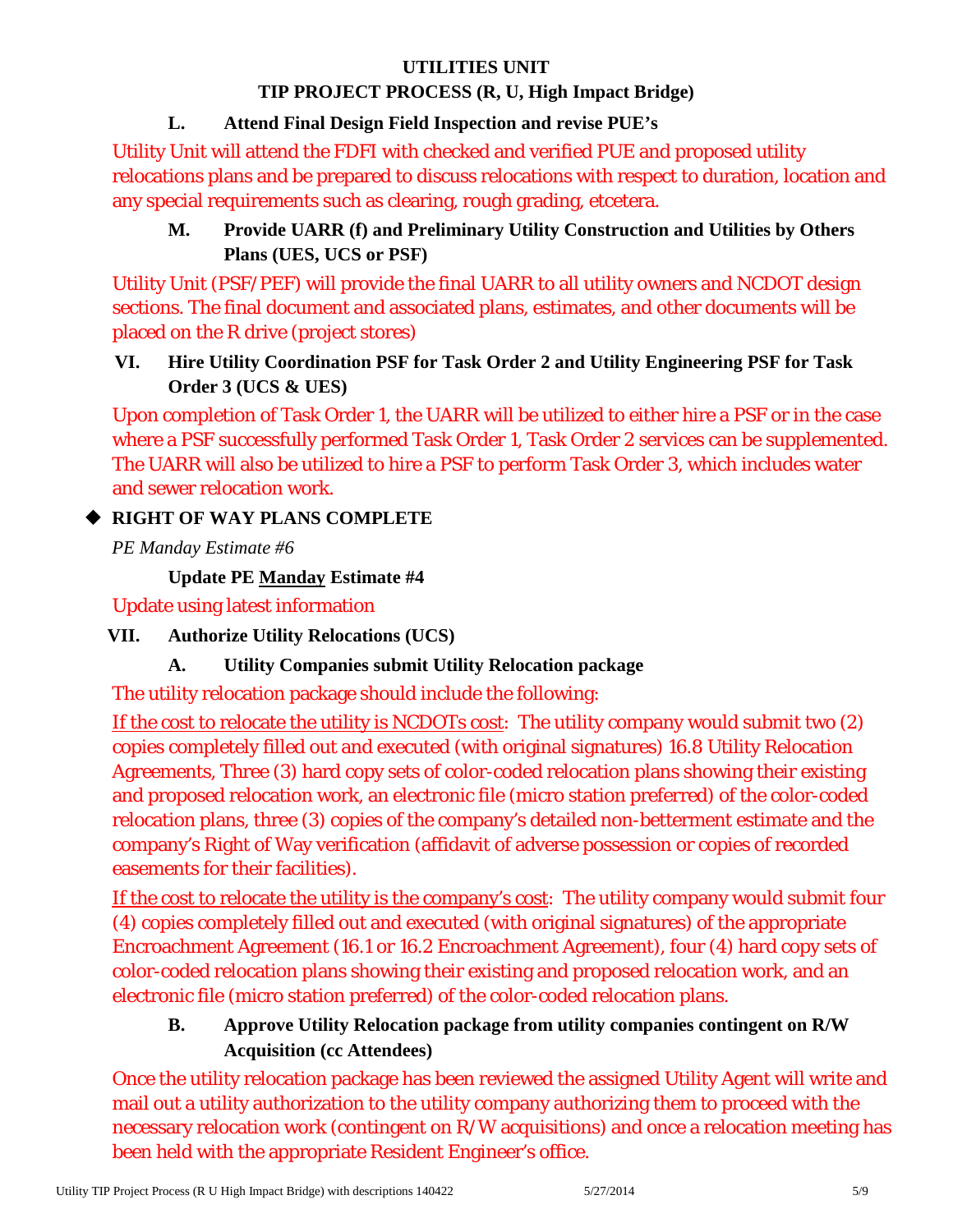**UTILITIES UNIT**

**TIP PROJECT PROCESS (R, U, High Impact Bridge)**

**L. Attend Final Design Field Inspection and revise PUE's**

Utility Unit will attend the FDFI with checked and verified PUE and proposed utility relocations plans and be prepared to discuss relocations with respect to duration, location and any special requirements such as clearing, rough grading, etcetera.

**M. Provide UARR (f) and Preliminary Utility Construction and Utilities by Others Plans (UES, UCS or PSF)**

Utility Unit (PSF/PEF) will provide the final UARR to all utility owners and NCDOT design sections. The final document and associated plans, estimates, and other documents will be placed on the R drive (project stores)

**VI. Hire Utility Coordination PSF for Task Order 2 and Utility Engineering PSF for Task Order 3 (UCS & UES)**

Upon completion of Task Order 1, the UARR will be utilized to either hire a PSF or in the case where a PSF successfully performed Task Order 1, Task Order 2 services can be supplemented. The UARR will also be utilized to hire a PSF to perform Task Order 3, which includes water and sewer relocation work.

◆ **RIGHT OF WAY PLANS COMPLETE**

*PE Manday Estimate #6*

**Update PE <u>Manday</u> Estimate #4**

Update using latest information

**VII. Authorize Utility Relocations (UCS)**

**A. Utility Companies submit Utility Relocation package**

The utility relocation package should include the following:

<u>If the cost to relocate the utility is NCDOTs cost</u>: The utility company would submit two (2) copies completely filled out and executed (with original signatures) 16.8 Utility Relocation Agreements, Three (3) hard copy sets of color-coded relocation plans showing their existing and proposed relocation work, an electronic file (micro station preferred) of the color-coded relocation plans, three (3) copies of the company's detailed non-betterment estimate and the company's Right of Way verification (affidavit of adverse possession or copies of recorded easements for their facilities).

<u>If the cost to relocate the utility is the company's cost</u>: The utility company would submit four (4) copies completely filled out and executed (with original signatures) of the appropriate Encroachment Agreement (16.1 or 16.2 Encroachment Agreement), four (4) hard copy sets of color-coded relocation plans showing their existing and proposed relocation work, and an electronic file (micro station preferred) of the color-coded relocation plans.

**B. Approve Utility Relocation package from utility companies contingent on R/W Acquisition (cc Attendees)**

Once the utility relocation package has been reviewed the assigned Utility Agent will write and mail out a utility authorization to the utility company authorizing them to proceed with the necessary relocation work (contingent on R/W acquisitions) and once a relocation meeting has been held with the appropriate Resident Engineer's office.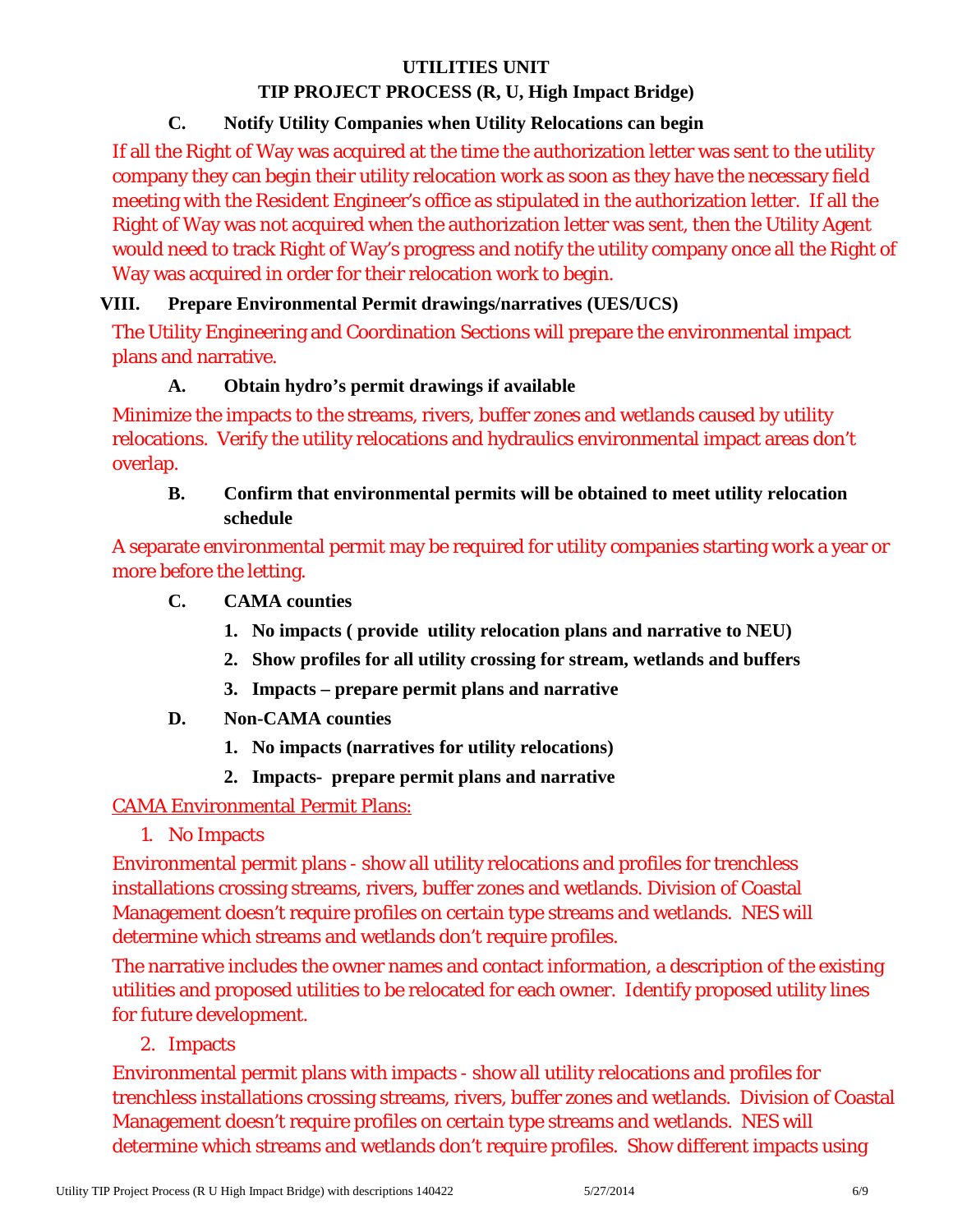**C. Notify Utility Companies when Utility Relocations can begin**

If all the Right of Way was acquired at the time the authorization letter was sent to the utility company they can begin their utility relocation work as soon as they have the necessary field meeting with the Resident Engineer's office as stipulated in the authorization letter. If all the Right of Way was not acquired when the authorization letter was sent, then the Utility Agent would need to track Right of Way's progress and notify the utility company once all the Right of Way was acquired in order for their relocation work to begin.

**VIII. Prepare Environmental Permit drawings/narratives (UES/UCS)**

The Utility Engineering and Coordination Sections will prepare the environmental impact plans and narrative.

**A. Obtain hydro's permit drawings if available**

Minimize the impacts to the streams, rivers, buffer zones and wetlands caused by utility relocations. Verify the utility relocations and hydraulics environmental impact areas don't overlap.

**B. Confirm that environmental permits will be obtained to meet utility relocation schedule**

A separate environmental permit may be required for utility companies starting work a year or more before the letting.

**C. CAMA counties**

1. **No impacts ( provide utility relocation plans and narrative to NEU)**
2. **Show profiles for all utility crossing for stream, wetlands and buffers**
3. **Impacts – prepare permit plans and narrative**

**D. Non-CAMA counties**

1. **No impacts (narratives for utility relocations)**
2. **Impacts- prepare permit plans and narrative**

<u>CAMA Environmental Permit Plans:</u>

1. No Impacts

Environmental permit plans - show all utility relocations and profiles for trenchless installations crossing streams, rivers, buffer zones and wetlands. Division of Coastal Management doesn't require profiles on certain type streams and wetlands. NES will determine which streams and wetlands don't require profiles.

The narrative includes the owner names and contact information, a description of the existing utilities and proposed utilities to be relocated for each owner. Identify proposed utility lines for future development.

2. Impacts

Environmental permit plans with impacts - show all utility relocations and profiles for trenchless installations crossing streams, rivers, buffer zones and wetlands. Division of Coastal Management doesn't require profiles on certain type streams and wetlands. NES will determine which streams and wetlands don't require profiles. Show different impacts using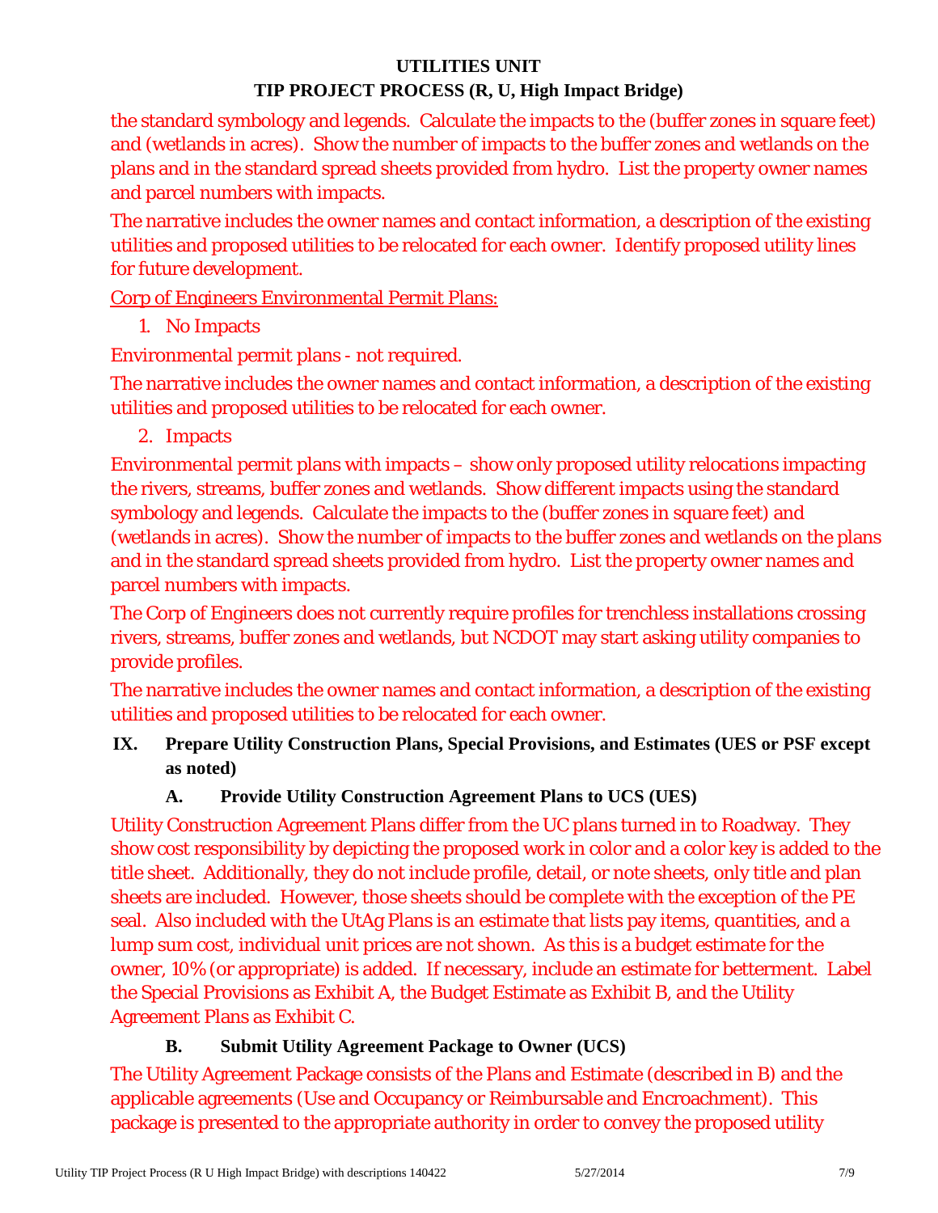the standard symbology and legends. Calculate the impacts to the (buffer zones in square feet) and (wetlands in acres). Show the number of impacts to the buffer zones and wetlands on the plans and in the standard spread sheets provided from hydro. List the property owner names and parcel numbers with impacts.

The narrative includes the owner names and contact information, a description of the existing utilities and proposed utilities to be relocated for each owner. Identify proposed utility lines for future development.

<u>Corp of Engineers Environmental Permit Plans:</u>

1. No Impacts

Environmental permit plans - not required.

The narrative includes the owner names and contact information, a description of the existing utilities and proposed utilities to be relocated for each owner.

2. Impacts

Environmental permit plans with impacts – show only proposed utility relocations impacting the rivers, streams, buffer zones and wetlands. Show different impacts using the standard symbology and legends. Calculate the impacts to the (buffer zones in square feet) and (wetlands in acres). Show the number of impacts to the buffer zones and wetlands on the plans and in the standard spread sheets provided from hydro. List the property owner names and parcel numbers with impacts.

The Corp of Engineers does not currently require profiles for trenchless installations crossing rivers, streams, buffer zones and wetlands, but NCDOT may start asking utility companies to provide profiles.

The narrative includes the owner names and contact information, a description of the existing utilities and proposed utilities to be relocated for each owner.

## IX. Prepare Utility Construction Plans, Special Provisions, and Estimates (UES or PSF except as noted)

### A. Provide Utility Construction Agreement Plans to UCS (UES)

Utility Construction Agreement Plans differ from the UC plans turned in to Roadway. They show cost responsibility by depicting the proposed work in color and a color key is added to the title sheet. Additionally, they do not include profile, detail, or note sheets, only title and plan sheets are included. However, those sheets should be complete with the exception of the PE seal. Also included with the UtAg Plans is an estimate that lists pay items, quantities, and a lump sum cost, individual unit prices are not shown. As this is a budget estimate for the owner, 10% (or appropriate) is added. If necessary, include an estimate for betterment. Label the Special Provisions as Exhibit A, the Budget Estimate as Exhibit B, and the Utility Agreement Plans as Exhibit C.

### B. Submit Utility Agreement Package to Owner (UCS)

The Utility Agreement Package consists of the Plans and Estimate (described in B) and the applicable agreements (Use and Occupancy or Reimbursable and Encroachment). This package is presented to the appropriate authority in order to convey the proposed utility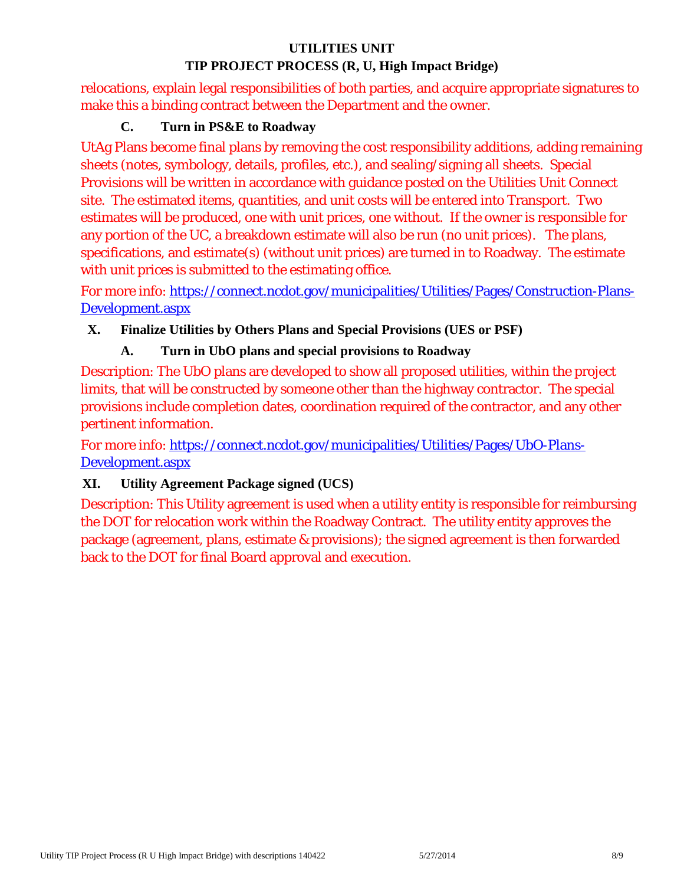relocations, explain legal responsibilities of both parties, and acquire appropriate signatures to make this a binding contract between the Department and the owner.

### C. Turn in PS&E to Roadway

UtAg Plans become final plans by removing the cost responsibility additions, adding remaining sheets (notes, symbology, details, profiles, etc.), and sealing/signing all sheets. Special Provisions will be written in accordance with guidance posted on the Utilities Unit Connect site. The estimated items, quantities, and unit costs will be entered into Transport. Two estimates will be produced, one with unit prices, one without. If the owner is responsible for any portion of the UC, a breakdown estimate will also be run (no unit prices). The plans, specifications, and estimate(s) (without unit prices) are turned in to Roadway. The estimate with unit prices is submitted to the estimating office.

For more info: [https://connect.ncdot.gov/municipalities/Utilities/Pages/Construction-Plans-Development.aspx](https://connect.ncdot.gov/municipalities/Utilities/Pages/Construction-Plans-Development.aspx)

## X. Finalize Utilities by Others Plans and Special Provisions (UES or PSF)

### A. Turn in UbO plans and special provisions to Roadway

Description: The UbO plans are developed to show all proposed utilities, within the project limits, that will be constructed by someone other than the highway contractor. The special provisions include completion dates, coordination required of the contractor, and any other pertinent information.

For more info: [https://connect.ncdot.gov/municipalities/Utilities/Pages/UbO-Plans-Development.aspx](https://connect.ncdot.gov/municipalities/Utilities/Pages/UbO-Plans-Development.aspx)

## XI. Utility Agreement Package signed (UCS)

Description: This Utility agreement is used when a utility entity is responsible for reimbursing the DOT for relocation work within the Roadway Contract. The utility entity approves the package (agreement, plans, estimate & provisions); the signed agreement is then forwarded back to the DOT for final Board approval and execution.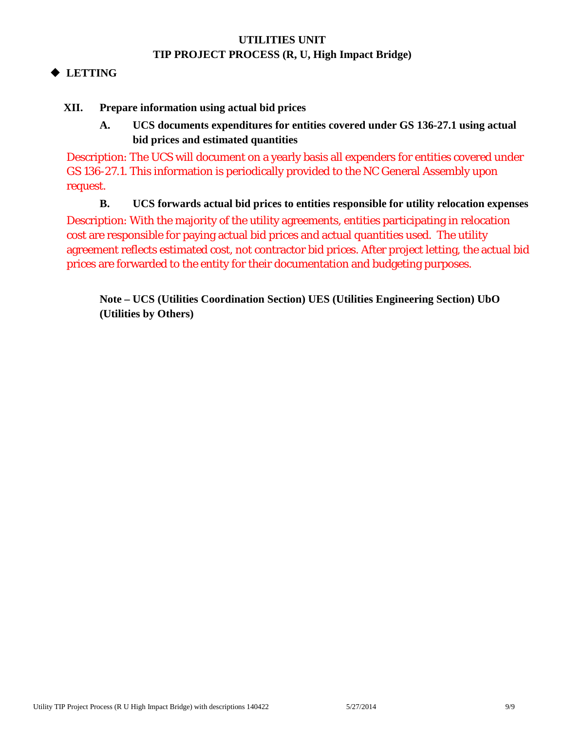**UTILITIES UNIT**
**TIP PROJECT PROCESS (R, U, High Impact Bridge)**

## ◆ LETTING

### XII. Prepare information using actual bid prices

**A. UCS documents expenditures for entities covered under GS 136-27.1 using actual bid prices and estimated quantities**

Description: The UCS will document on a yearly basis all expenders for entities covered under GS 136-27.1. This information is periodically provided to the NC General Assembly upon request.

**B. UCS forwards actual bid prices to entities responsible for utility relocation expenses**

Description: With the majority of the utility agreements, entities participating in relocation cost are responsible for paying actual bid prices and actual quantities used. The utility agreement reflects estimated cost, not contractor bid prices. After project letting, the actual bid prices are forwarded to the entity for their documentation and budgeting purposes.

**Note – UCS (Utilities Coordination Section) UES (Utilities Engineering Section) UbO (Utilities by Others)**